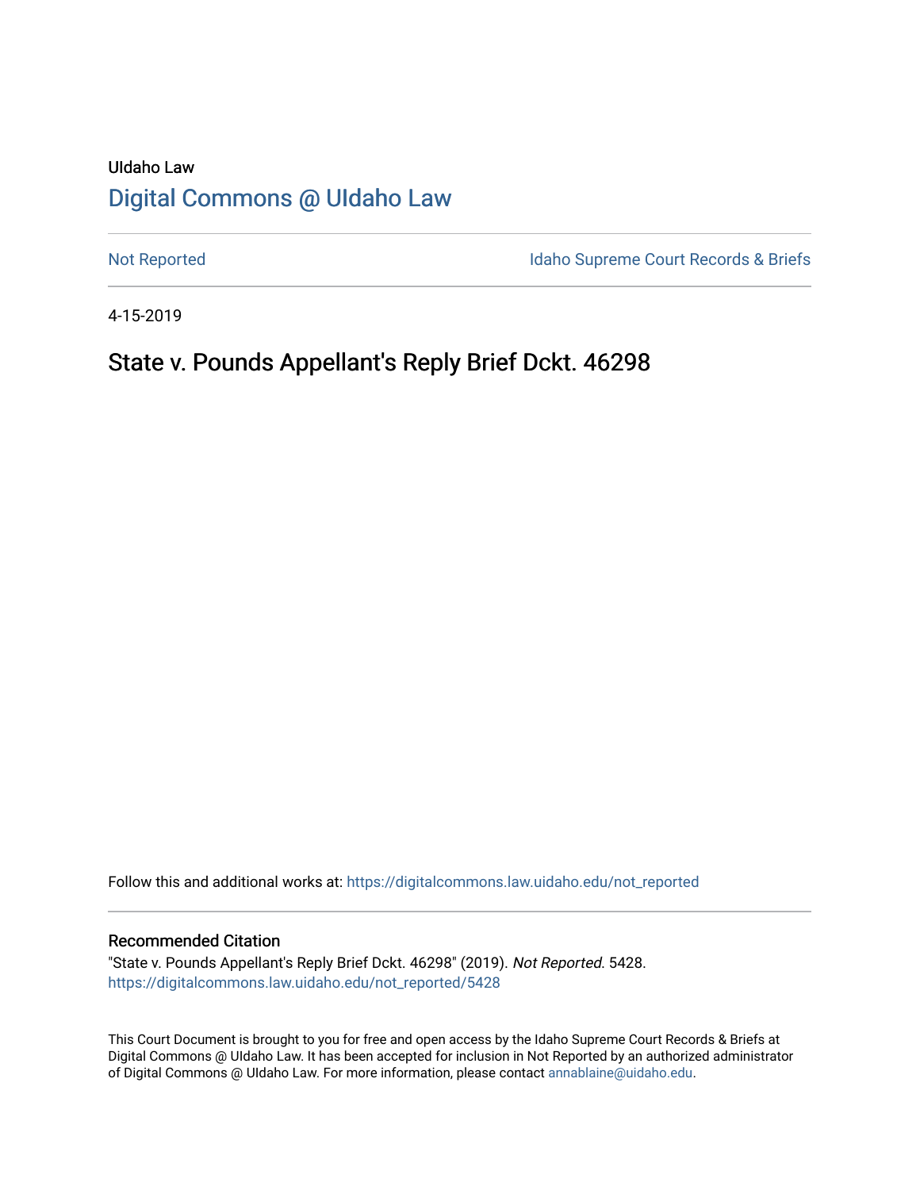UIdaho Law

# Digital Commons @ UIdaho Law

Not Reported

Idaho Supreme Court Records & Briefs

4-15-2019

## State v. Pounds Appellant's Reply Brief Dckt. 46298

Follow this and additional works at: https://digitalcommons.law.uidaho.edu/not_reported

### Recommended Citation

"State v. Pounds Appellant's Reply Brief Dckt. 46298" (2019). *Not Reported*. 5428.
https://digitalcommons.law.uidaho.edu/not_reported/5428

This Court Document is brought to you for free and open access by the Idaho Supreme Court Records & Briefs at Digital Commons @ UIdaho Law. It has been accepted for inclusion in Not Reported by an authorized administrator of Digital Commons @ UIdaho Law. For more information, please contact annablaine@uidaho.edu.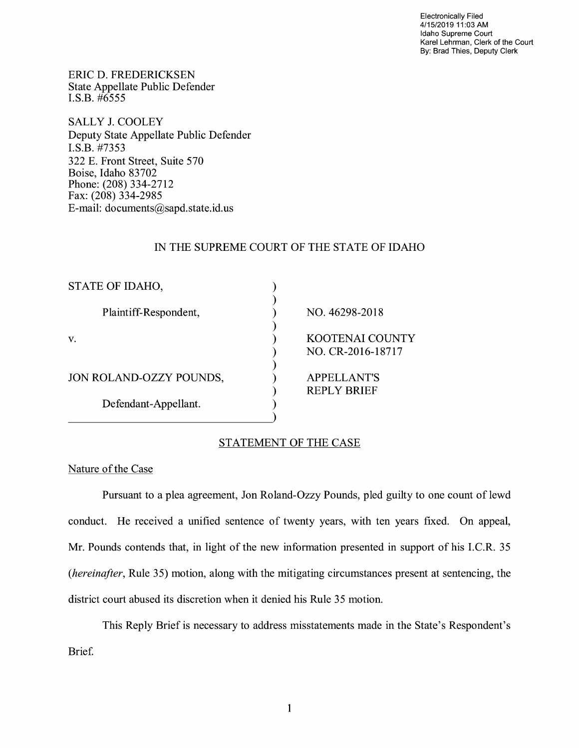Electronically Filed
4/15/2019 11:03 AM
Idaho Supreme Court
Karel Lehrman, Clerk of the Court
By: Brad Thies, Deputy Clerk

ERIC D. FREDERICKSEN
State Appellate Public Defender
I.S.B. #6555

SALLY J. COOLEY
Deputy State Appellate Public Defender
I.S.B. #7353
322 E. Front Street, Suite 570
Boise, Idaho 83702
Phone: (208) 334-2712
Fax: (208) 334-2985
E-mail: documents@sapd.state.id.us

IN THE SUPREME COURT OF THE STATE OF IDAHO

| | |
|---|---|
| STATE OF IDAHO, | |
| Plaintiff-Respondent, | NO. 46298-2018 |
| v. | KOOTENAI COUNTY NO. CR-2016-18717 |
| JON ROLAND-OZZY POUNDS, | APPELLANT'S REPLY BRIEF |
| Defendant-Appellant. | |

## STATEMENT OF THE CASE

### Nature of the Case

Pursuant to a plea agreement, Jon Roland-Ozzy Pounds, pled guilty to one count of lewd conduct. He received a unified sentence of twenty years, with ten years fixed. On appeal, Mr. Pounds contends that, in light of the new information presented in support of his I.C.R. 35 (*hereinafter*, Rule 35) motion, along with the mitigating circumstances present at sentencing, the district court abused its discretion when it denied his Rule 35 motion.

This Reply Brief is necessary to address misstatements made in the State's Respondent's Brief.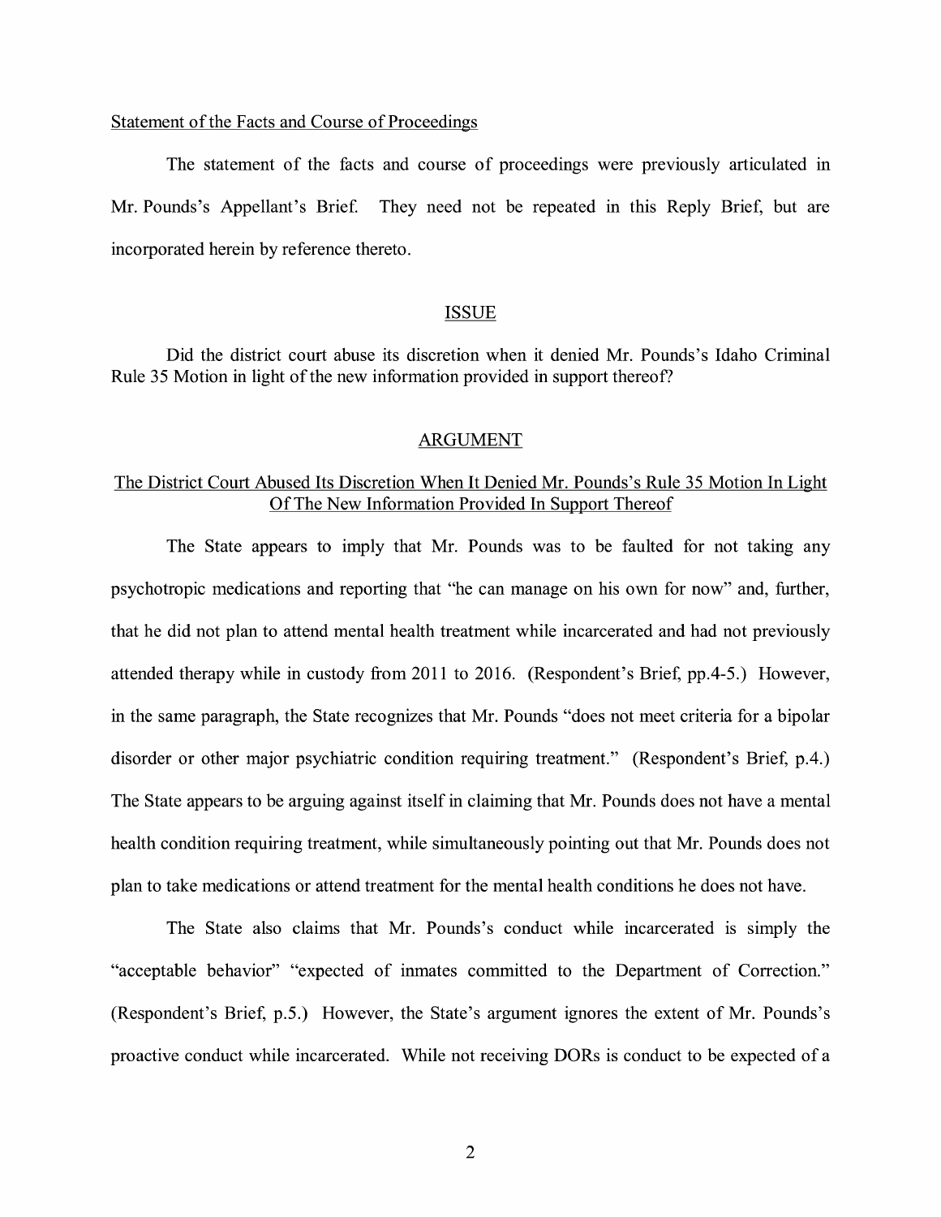Statement of the Facts and Course of Proceedings

The statement of the facts and course of proceedings were previously articulated in Mr. Pounds's Appellant's Brief. They need not be repeated in this Reply Brief, but are incorporated herein by reference thereto.

## ISSUE

Did the district court abuse its discretion when it denied Mr. Pounds's Idaho Criminal Rule 35 Motion in light of the new information provided in support thereof?

## ARGUMENT

### The District Court Abused Its Discretion When It Denied Mr. Pounds's Rule 35 Motion In Light Of The New Information Provided In Support Thereof

The State appears to imply that Mr. Pounds was to be faulted for not taking any psychotropic medications and reporting that "he can manage on his own for now" and, further, that he did not plan to attend mental health treatment while incarcerated and had not previously attended therapy while in custody from 2011 to 2016. (Respondent's Brief, pp.4-5.) However, in the same paragraph, the State recognizes that Mr. Pounds "does not meet criteria for a bipolar disorder or other major psychiatric condition requiring treatment." (Respondent's Brief, p.4.) The State appears to be arguing against itself in claiming that Mr. Pounds does not have a mental health condition requiring treatment, while simultaneously pointing out that Mr. Pounds does not plan to take medications or attend treatment for the mental health conditions he does not have.

The State also claims that Mr. Pounds's conduct while incarcerated is simply the "acceptable behavior" "expected of inmates committed to the Department of Correction." (Respondent's Brief, p.5.) However, the State's argument ignores the extent of Mr. Pounds's proactive conduct while incarcerated. While not receiving DORs is conduct to be expected of a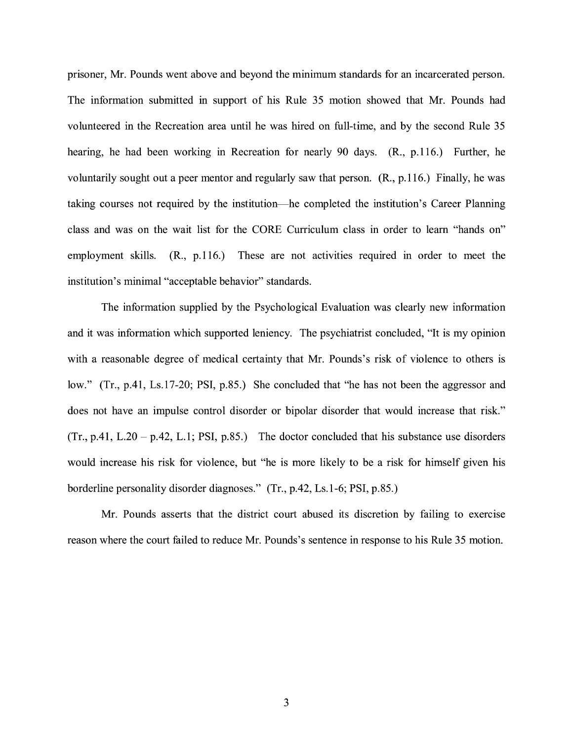prisoner, Mr. Pounds went above and beyond the minimum standards for an incarcerated person. The information submitted in support of his Rule 35 motion showed that Mr. Pounds had volunteered in the Recreation area until he was hired on full-time, and by the second Rule 35 hearing, he had been working in Recreation for nearly 90 days. (R., p.116.) Further, he voluntarily sought out a peer mentor and regularly saw that person. (R., p.116.) Finally, he was taking courses not required by the institution—he completed the institution's Career Planning class and was on the wait list for the CORE Curriculum class in order to learn "hands on" employment skills. (R., p.116.) These are not activities required in order to meet the institution's minimal "acceptable behavior" standards.

The information supplied by the Psychological Evaluation was clearly new information and it was information which supported leniency. The psychiatrist concluded, "It is my opinion with a reasonable degree of medical certainty that Mr. Pounds's risk of violence to others is low." (Tr., p.41, Ls.17-20; PSI, p.85.) She concluded that "he has not been the aggressor and does not have an impulse control disorder or bipolar disorder that would increase that risk." (Tr., p.41, L.20 – p.42, L.1; PSI, p.85.) The doctor concluded that his substance use disorders would increase his risk for violence, but "he is more likely to be a risk for himself given his borderline personality disorder diagnoses." (Tr., p.42, Ls.1-6; PSI, p.85.)

Mr. Pounds asserts that the district court abused its discretion by failing to exercise reason where the court failed to reduce Mr. Pounds's sentence in response to his Rule 35 motion.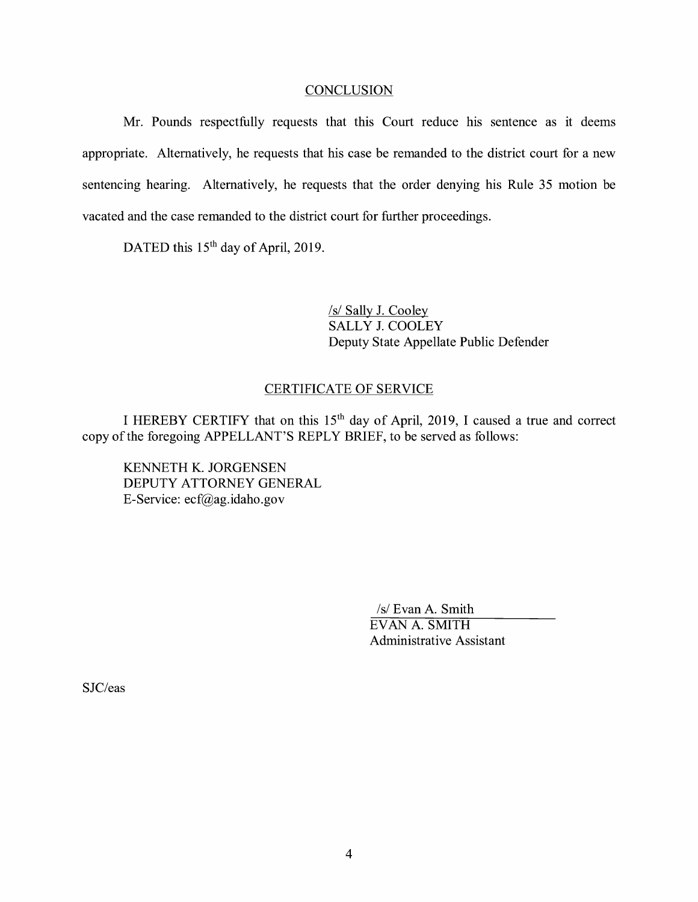## CONCLUSION

Mr. Pounds respectfully requests that this Court reduce his sentence as it deems appropriate. Alternatively, he requests that his case be remanded to the district court for a new sentencing hearing. Alternatively, he requests that the order denying his Rule 35 motion be vacated and the case remanded to the district court for further proceedings.

DATED this 15th day of April, 2019.

/s/ Sally J. Cooley
SALLY J. COOLEY
Deputy State Appellate Public Defender

## CERTIFICATE OF SERVICE

I HEREBY CERTIFY that on this 15th day of April, 2019, I caused a true and correct copy of the foregoing APPELLANT'S REPLY BRIEF, to be served as follows:

KENNETH K. JORGENSEN
DEPUTY ATTORNEY GENERAL
E-Service: ecf@ag.idaho.gov

/s/ Evan A. Smith
EVAN A. SMITH
Administrative Assistant

SJC/eas